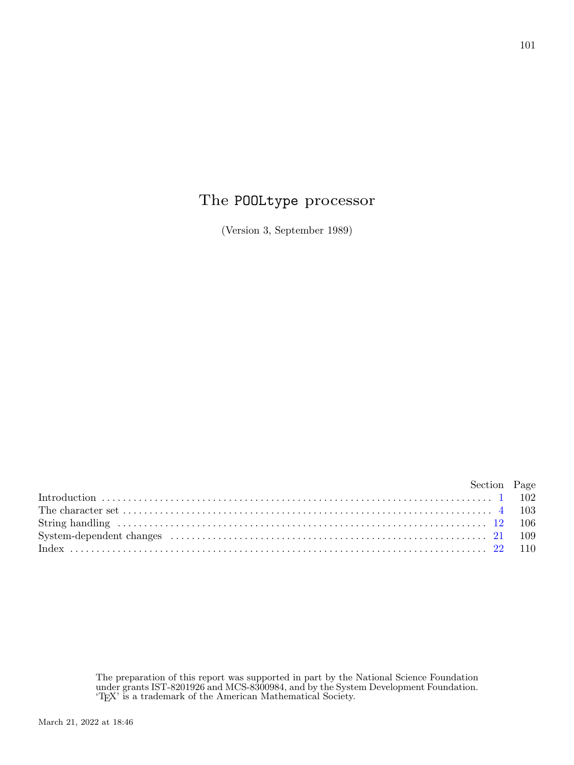# The POOLtype processor

(Version 3, September 1989)

| | Section | Page |
|---|---|---|
| Introduction | 1 | 102 |
| The character set | 4 | 103 |
| String handling | 12 | 106 |
| System-dependent changes | 21 | 109 |
| Index | 22 | 110 |

The preparation of this report was supported in part by the National Science Foundation under grants IST-8201926 and MCS-8300984, and by the System Development Foundation. 'TEX' is a trademark of the American Mathematical Society.

March 21, 2022 at 18:46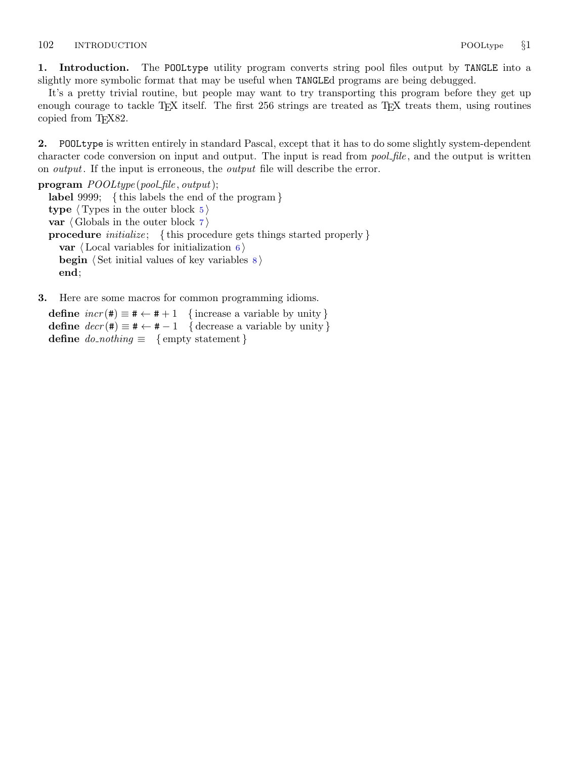**1. Introduction.** The `POOLtype` utility program converts string pool files output by `TANGLE` into a slightly more symbolic format that may be useful when `TANGLE`d programs are being debugged.

It's a pretty trivial routine, but people may want to try transporting this program before they get up enough courage to tackle TeX itself. The first 256 strings are treated as TeX treats them, using routines copied from TeX82.

**2.** `POOLtype` is written entirely in standard Pascal, except that it has to do some slightly system-dependent character code conversion on input and output. The input is read from *pool_file*, and the output is written on *output*. If the input is erroneous, the *output* file will describe the error.

```
program POOLtype(pool_file, output);
  label 9999;  { this labels the end of the program }
  type ⟨Types in the outer block 5⟩
  var ⟨Globals in the outer block 7⟩
  procedure initialize;  { this procedure gets things started properly }
    var ⟨Local variables for initialization 6⟩
    begin ⟨Set initial values of key variables 8⟩
    end;
```

**3.** Here are some macros for common programming idioms.

```
define incr(#) ≡ # ← # + 1  { increase a variable by unity }
define decr(#) ≡ # ← # − 1  { decrease a variable by unity }
define do_nothing ≡  { empty statement }
```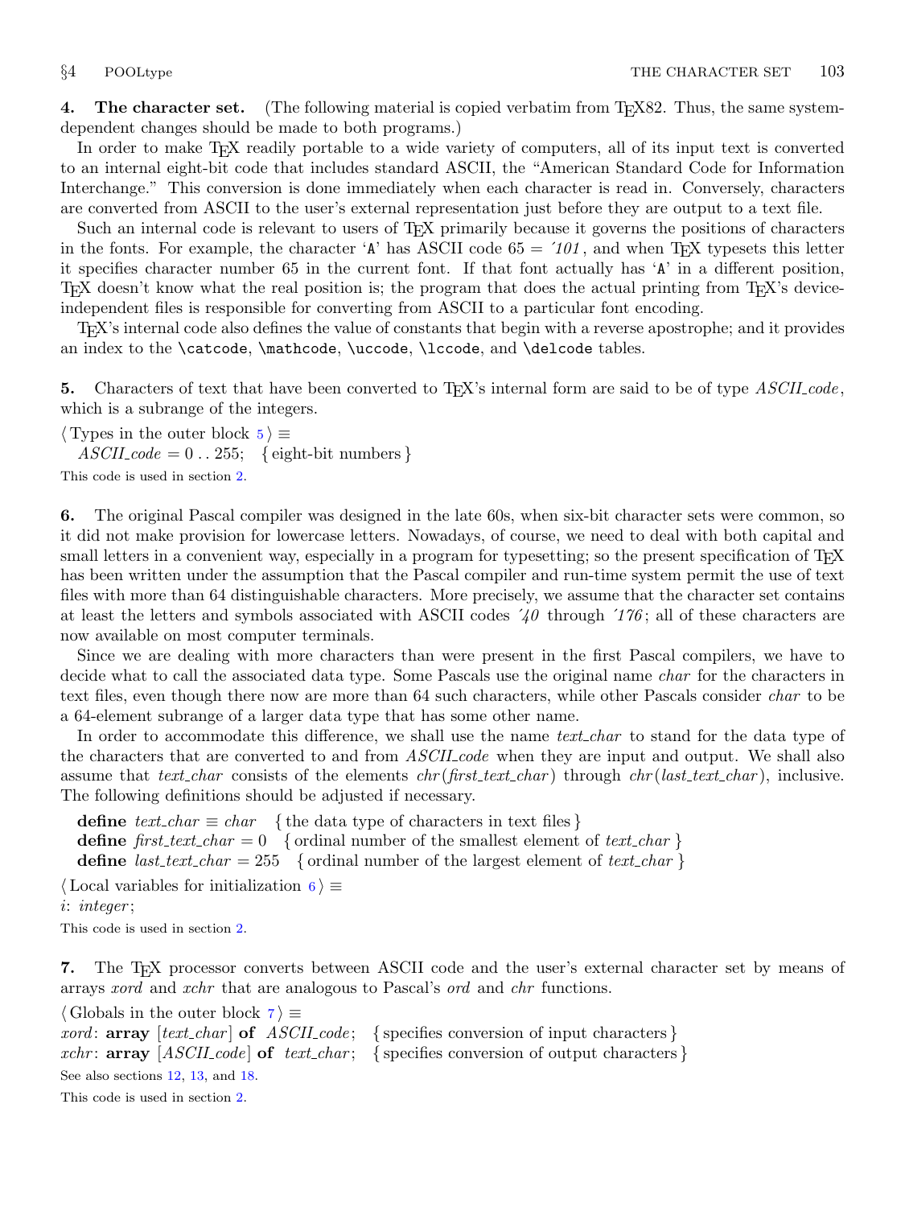**4. The character set.** (The following material is copied verbatim from TEX82. Thus, the same system-dependent changes should be made to both programs.)

In order to make TEX readily portable to a wide variety of computers, all of its input text is converted to an internal eight-bit code that includes standard ASCII, the "American Standard Code for Information Interchange." This conversion is done immediately when each character is read in. Conversely, characters are converted from ASCII to the user's external representation just before they are output to a text file.

Such an internal code is relevant to users of TEX primarily because it governs the positions of characters in the fonts. For example, the character 'A' has ASCII code 65 = ´*101*, and when TEX typesets this letter it specifies character number 65 in the current font. If that font actually has 'A' in a different position, TEX doesn't know what the real position is; the program that does the actual printing from TEX's device-independent files is responsible for converting from ASCII to a particular font encoding.

TEX's internal code also defines the value of constants that begin with a reverse apostrophe; and it provides an index to the `\catcode`, `\mathcode`, `\uccode`, `\lccode`, and `\delcode` tables.

**5.** Characters of text that have been converted to TEX's internal form are said to be of type *ASCII_code*, which is a subrange of the integers.

⟨ Types in the outer block 5 ⟩ ≡
  *ASCII_code* = 0 . . 255;  { eight-bit numbers }

This code is used in section 2.

**6.** The original Pascal compiler was designed in the late 60s, when six-bit character sets were common, so it did not make provision for lowercase letters. Nowadays, of course, we need to deal with both capital and small letters in a convenient way, especially in a program for typesetting; so the present specification of TEX has been written under the assumption that the Pascal compiler and run-time system permit the use of text files with more than 64 distinguishable characters. More precisely, we assume that the character set contains at least the letters and symbols associated with ASCII codes ´*40* through ´*176*; all of these characters are now available on most computer terminals.

Since we are dealing with more characters than were present in the first Pascal compilers, we have to decide what to call the associated data type. Some Pascals use the original name *char* for the characters in text files, even though there now are more than 64 such characters, while other Pascals consider *char* to be a 64-element subrange of a larger data type that has some other name.

In order to accommodate this difference, we shall use the name *text_char* to stand for the data type of the characters that are converted to and from *ASCII_code* when they are input and output. We shall also assume that *text_char* consists of the elements *chr*(*first_text_char*) through *chr*(*last_text_char*), inclusive. The following definitions should be adjusted if necessary.

  **define** *text_char* ≡ *char*  { the data type of characters in text files }
  **define** *first_text_char* = 0  { ordinal number of the smallest element of *text_char* }
  **define** *last_text_char* = 255  { ordinal number of the largest element of *text_char* }

⟨ Local variables for initialization 6 ⟩ ≡
*i*: *integer*;

This code is used in section 2.

**7.** The TEX processor converts between ASCII code and the user's external character set by means of arrays *xord* and *xchr* that are analogous to Pascal's *ord* and *chr* functions.

⟨ Globals in the outer block 7 ⟩ ≡
*xord*: **array** [*text_char*] **of** *ASCII_code*;  { specifies conversion of input characters }
*xchr*: **array** [*ASCII_code*] **of** *text_char*;  { specifies conversion of output characters }

See also sections 12, 13, and 18.

This code is used in section 2.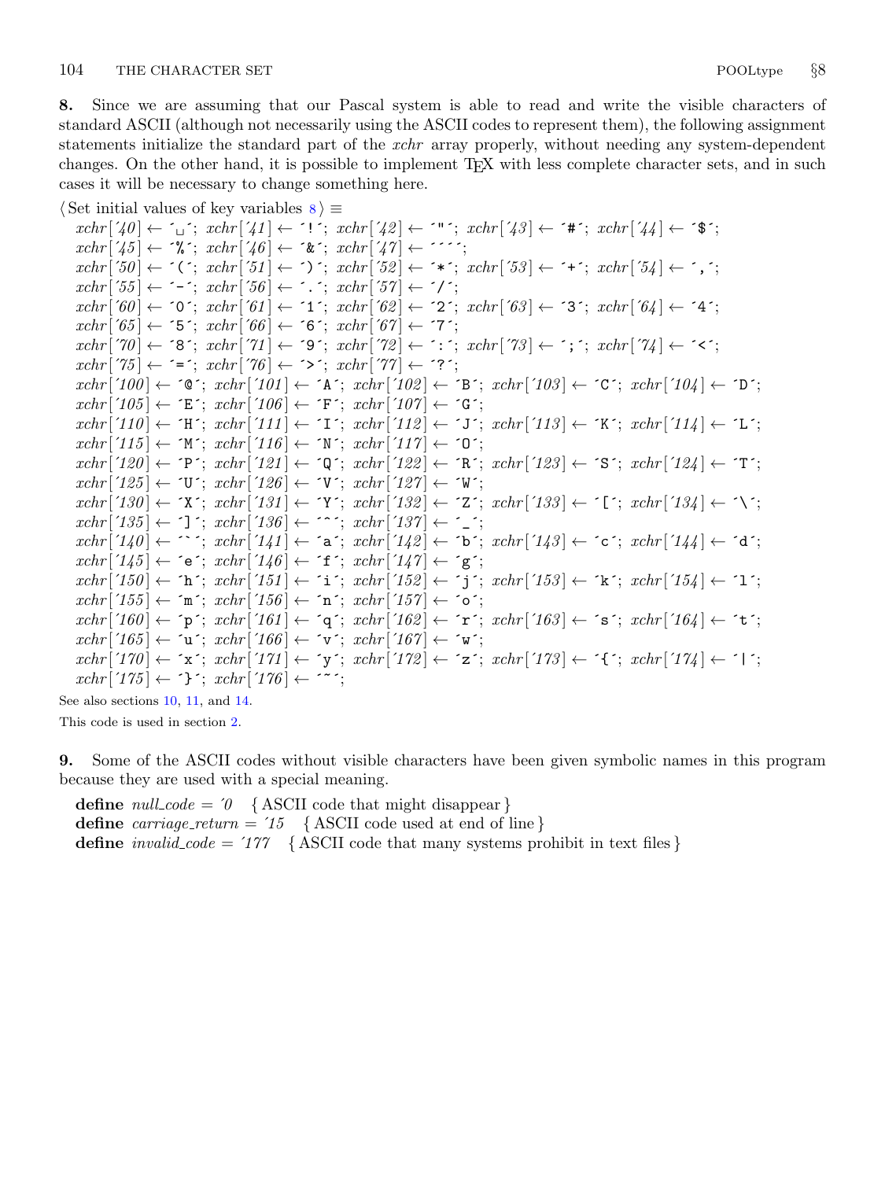**8.** Since we are assuming that our Pascal system is able to read and write the visible characters of standard ASCII (although not necessarily using the ASCII codes to represent them), the following assignment statements initialize the standard part of the *xchr* array properly, without needing any system-dependent changes. On the other hand, it is possible to implement TEX with less complete character sets, and in such cases it will be necessary to change something here.

⟨ Set initial values of key variables 8 ⟩ ≡

```
xchr['40] ← '␣'; xchr['41] ← '!'; xchr['42] ← '"'; xchr['43] ← '#'; xchr['44] ← '$';
xchr['45] ← '%'; xchr['46] ← '&'; xchr['47] ← '''';
xchr['50] ← '('; xchr['51] ← ')'; xchr['52] ← '*'; xchr['53] ← '+'; xchr['54] ← ',';
xchr['55] ← '-'; xchr['56] ← '.'; xchr['57] ← '/';
xchr['60] ← '0'; xchr['61] ← '1'; xchr['62] ← '2'; xchr['63] ← '3'; xchr['64] ← '4';
xchr['65] ← '5'; xchr['66] ← '6'; xchr['67] ← '7';
xchr['70] ← '8'; xchr['71] ← '9'; xchr['72] ← ':'; xchr['73] ← ';'; xchr['74] ← '<';
xchr['75] ← '='; xchr['76] ← '>'; xchr['77] ← '?';
xchr['100] ← '@'; xchr['101] ← 'A'; xchr['102] ← 'B'; xchr['103] ← 'C'; xchr['104] ← 'D';
xchr['105] ← 'E'; xchr['106] ← 'F'; xchr['107] ← 'G';
xchr['110] ← 'H'; xchr['111] ← 'I'; xchr['112] ← 'J'; xchr['113] ← 'K'; xchr['114] ← 'L';
xchr['115] ← 'M'; xchr['116] ← 'N'; xchr['117] ← 'O';
xchr['120] ← 'P'; xchr['121] ← 'Q'; xchr['122] ← 'R'; xchr['123] ← 'S'; xchr['124] ← 'T';
xchr['125] ← 'U'; xchr['126] ← 'V'; xchr['127] ← 'W';
xchr['130] ← 'X'; xchr['131] ← 'Y'; xchr['132] ← 'Z'; xchr['133] ← '['; xchr['134] ← '\';
xchr['135] ← ']'; xchr['136] ← '^'; xchr['137] ← '_';
xchr['140] ← '`'; xchr['141] ← 'a'; xchr['142] ← 'b'; xchr['143] ← 'c'; xchr['144] ← 'd';
xchr['145] ← 'e'; xchr['146] ← 'f'; xchr['147] ← 'g';
xchr['150] ← 'h'; xchr['151] ← 'i'; xchr['152] ← 'j'; xchr['153] ← 'k'; xchr['154] ← 'l';
xchr['155] ← 'm'; xchr['156] ← 'n'; xchr['157] ← 'o';
xchr['160] ← 'p'; xchr['161] ← 'q'; xchr['162] ← 'r'; xchr['163] ← 's'; xchr['164] ← 't';
xchr['165] ← 'u'; xchr['166] ← 'v'; xchr['167] ← 'w';
xchr['170] ← 'x'; xchr['171] ← 'y'; xchr['172] ← 'z'; xchr['173] ← '{'; xchr['174] ← '|';
xchr['175] ← '}'; xchr['176] ← '~';
```

See also sections 10, 11, and 14.

This code is used in section 2.

**9.** Some of the ASCII codes without visible characters have been given symbolic names in this program because they are used with a special meaning.

**define** *null_code* = ´0 { ASCII code that might disappear }
**define** *carriage_return* = ´15 { ASCII code used at end of line }
**define** *invalid_code* = ´177 { ASCII code that many systems prohibit in text files }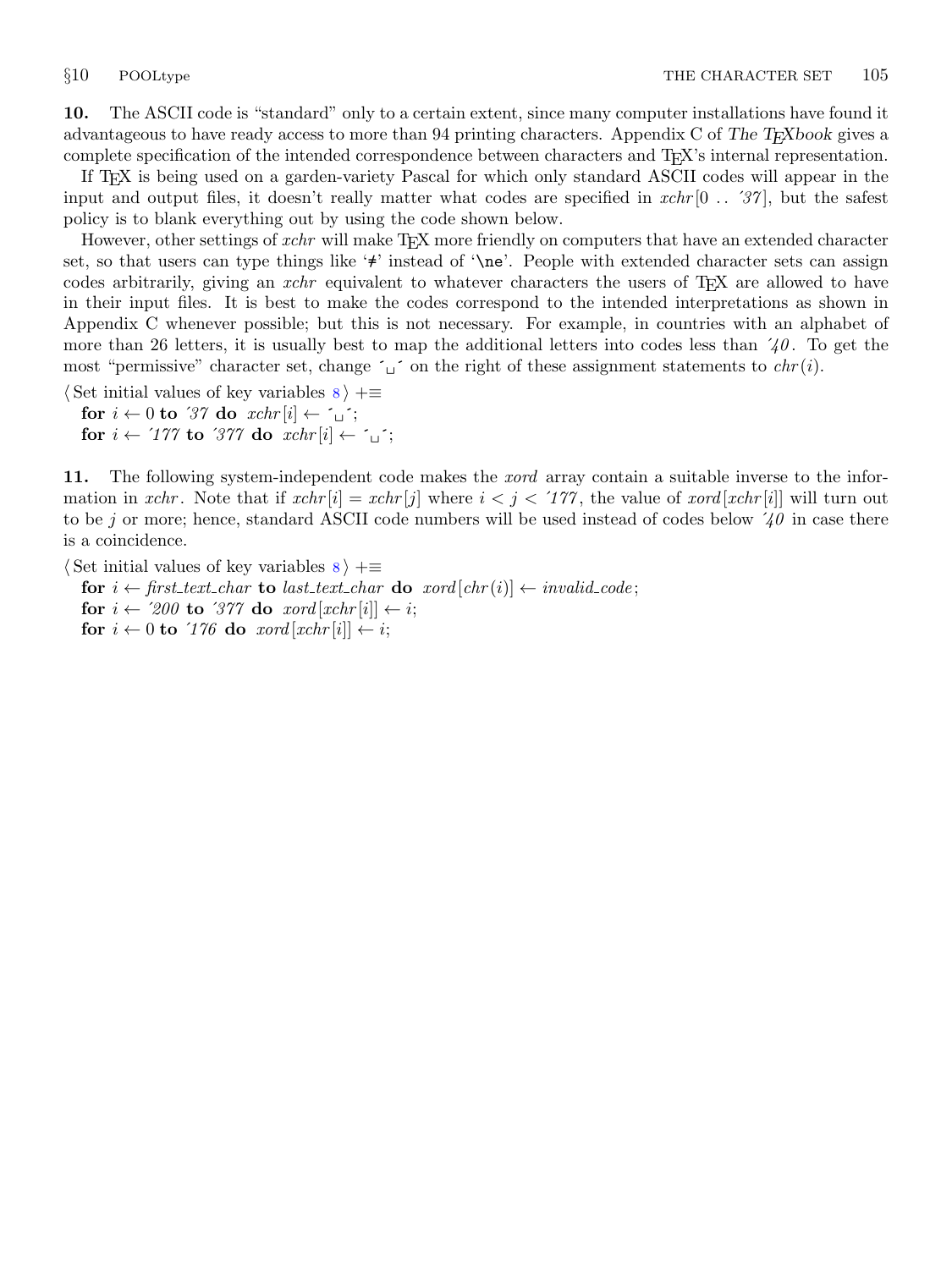**10.** The ASCII code is "standard" only to a certain extent, since many computer installations have found it advantageous to have ready access to more than 94 printing characters. Appendix C of *The TEXbook* gives a complete specification of the intended correspondence between characters and TEX's internal representation.

If TEX is being used on a garden-variety Pascal for which only standard ASCII codes will appear in the input and output files, it doesn't really matter what codes are specified in *xchr*[0 .. ´37], but the safest policy is to blank everything out by using the code shown below.

However, other settings of *xchr* will make TEX more friendly on computers that have an extended character set, so that users can type things like '≠' instead of '`\ne`'. People with extended character sets can assign codes arbitrarily, giving an *xchr* equivalent to whatever characters the users of TEX are allowed to have in their input files. It is best to make the codes correspond to the intended interpretations as shown in Appendix C whenever possible; but this is not necessary. For example, in countries with an alphabet of more than 26 letters, it is usually best to map the additional letters into codes less than ´40. To get the most "permissive" character set, change ´␣´ on the right of these assignment statements to *chr*(*i*).

⟨ Set initial values of key variables 8 ⟩ +≡
**for** $i \leftarrow 0$ **to** ´37 **do** *xchr*[*i*] ← ´␣´;
**for** $i \leftarrow$ ´177 **to** ´377 **do** *xchr*[*i*] ← ´␣´;

**11.** The following system-independent code makes the *xord* array contain a suitable inverse to the information in *xchr*. Note that if *xchr*[*i*] = *xchr*[*j*] where $i < j <$ ´177, the value of *xord*[*xchr*[*i*]] will turn out to be *j* or more; hence, standard ASCII code numbers will be used instead of codes below ´40 in case there is a coincidence.

⟨ Set initial values of key variables 8 ⟩ +≡
**for** $i \leftarrow$ *first_text_char* **to** *last_text_char* **do** *xord*[*chr*(*i*)] ← *invalid_code*;
**for** $i \leftarrow$ ´200 **to** ´377 **do** *xord*[*xchr*[*i*]] ← *i*;
**for** $i \leftarrow 0$ **to** ´176 **do** *xord*[*xchr*[*i*]] ← *i*;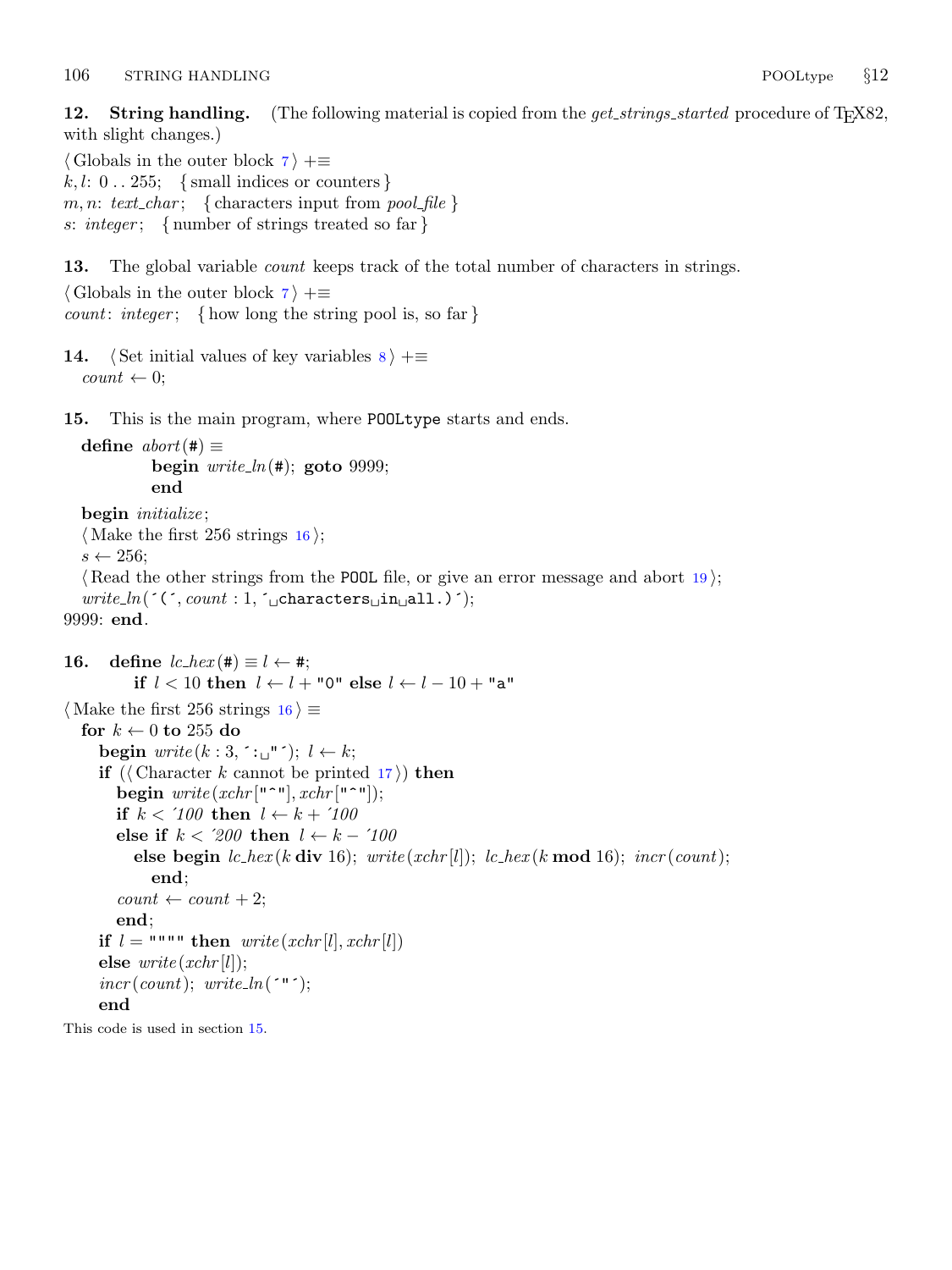**12. String handling.** (The following material is copied from the *get_strings_started* procedure of TEX82, with slight changes.)

⟨ Globals in the outer block 7 ⟩ +≡
*k*, *l*: 0 . . 255; { small indices or counters }
*m*, *n*: *text_char*; { characters input from *pool_file* }
*s*: *integer*; { number of strings treated so far }

**13.** The global variable *count* keeps track of the total number of characters in strings.

⟨ Globals in the outer block 7 ⟩ +≡
*count*: *integer*; { how long the string pool is, so far }

**14.** ⟨ Set initial values of key variables 8 ⟩ +≡
*count* ← 0;

**15.** This is the main program, where `POOLtype` starts and ends.

```
define abort(#) ≡
    begin write_ln(#); goto 9999;
    end

begin initialize;
⟨ Make the first 256 strings 16 ⟩;
s ← 256;
⟨ Read the other strings from the POOL file, or give an error message and abort 19 ⟩;
write_ln(´(´, count : 1, ´␣characters␣in␣all.)´);
9999: end.
```

**16.**

```
define lc_hex(#) ≡ l ← #;
    if l < 10 then l ← l + "0" else l ← l − 10 + "a"

⟨ Make the first 256 strings 16 ⟩ ≡
  for k ← 0 to 255 do
    begin write(k : 3, ´:␣"´); l ← k;
    if (⟨ Character k cannot be printed 17 ⟩) then
      begin write(xchr["^"], xchr["^"]);
      if k < ´100 then l ← k + ´100
      else if k < ´200 then l ← k − ´100
        else begin lc_hex(k div 16); write(xchr[l]); lc_hex(k mod 16); incr(count);
          end;
      count ← count + 2;
      end;
    if l = """" then write(xchr[l], xchr[l])
    else write(xchr[l]);
    incr(count); write_ln(´"´);
    end
```

This code is used in section 15.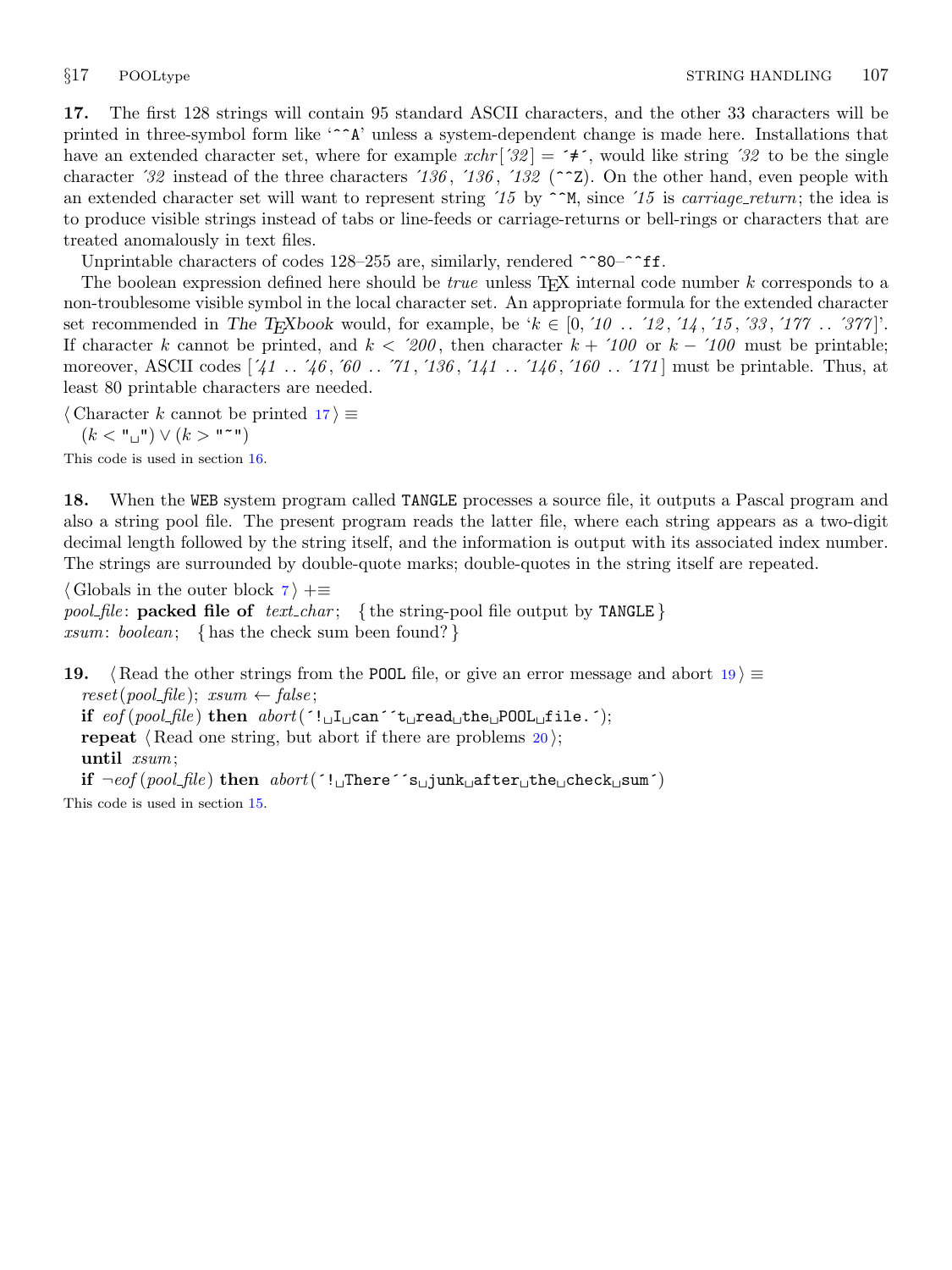**17.** The first 128 strings will contain 95 standard ASCII characters, and the other 33 characters will be printed in three-symbol form like '`^^A`' unless a system-dependent change is made here. Installations that have an extended character set, where for example *xchr*[´32] = ´≠´, would like string ´32 to be the single character ´32 instead of the three characters ´136, ´136, ´132 (`^^Z`). On the other hand, even people with an extended character set will want to represent string ´15 by `^^M`, since ´15 is *carriage_return*; the idea is to produce visible strings instead of tabs or line-feeds or carriage-returns or bell-rings or characters that are treated anomalously in text files.

Unprintable characters of codes 128–255 are, similarly, rendered `^^80`–`^^ff`.

The boolean expression defined here should be *true* unless TEX internal code number $k$ corresponds to a non-troublesome visible symbol in the local character set. An appropriate formula for the extended character set recommended in *The TEXbook* would, for example, be '$k \in [0, ´10 \,..\, ´12, ´14, ´15, ´33, ´177 \,..\, ´377]$'. If character $k$ cannot be printed, and $k < ´200$, then character $k + ´100$ or $k - ´100$ must be printable; moreover, ASCII codes $[´41 \,..\, ´46, ´60 \,..\, ´71, ´136, ´141 \,..\, ´146, ´160 \,..\, ´171]$ must be printable. Thus, at least 80 printable characters are needed.

⟨ Character $k$ cannot be printed 17 ⟩ ≡
  $(k < \texttt{"␣"}) \lor (k > \texttt{"\~"})$

This code is used in section 16.

**18.** When the `WEB` system program called `TANGLE` processes a source file, it outputs a Pascal program and also a string pool file. The present program reads the latter file, where each string appears as a two-digit decimal length followed by the string itself, and the information is output with its associated index number. The strings are surrounded by double-quote marks; double-quotes in the string itself are repeated.

⟨ Globals in the outer block 7 ⟩ +≡
*pool_file*: **packed file of** *text_char*; { the string-pool file output by `TANGLE` }
*xsum*: *boolean*; { has the check sum been found? }

**19.** ⟨ Read the other strings from the `POOL` file, or give an error message and abort 19 ⟩ ≡
  *reset*(*pool_file*); *xsum* ← *false*;
  **if** *eof*(*pool_file*) **then** *abort*(´`!␣I␣can´´t␣read␣the␣POOL␣file.`´);
  **repeat** ⟨ Read one string, but abort if there are problems 20 ⟩;
  **until** *xsum*;
  **if** ¬*eof*(*pool_file*) **then** *abort*(´`!␣There´´s␣junk␣after␣the␣check␣sum`´)

This code is used in section 15.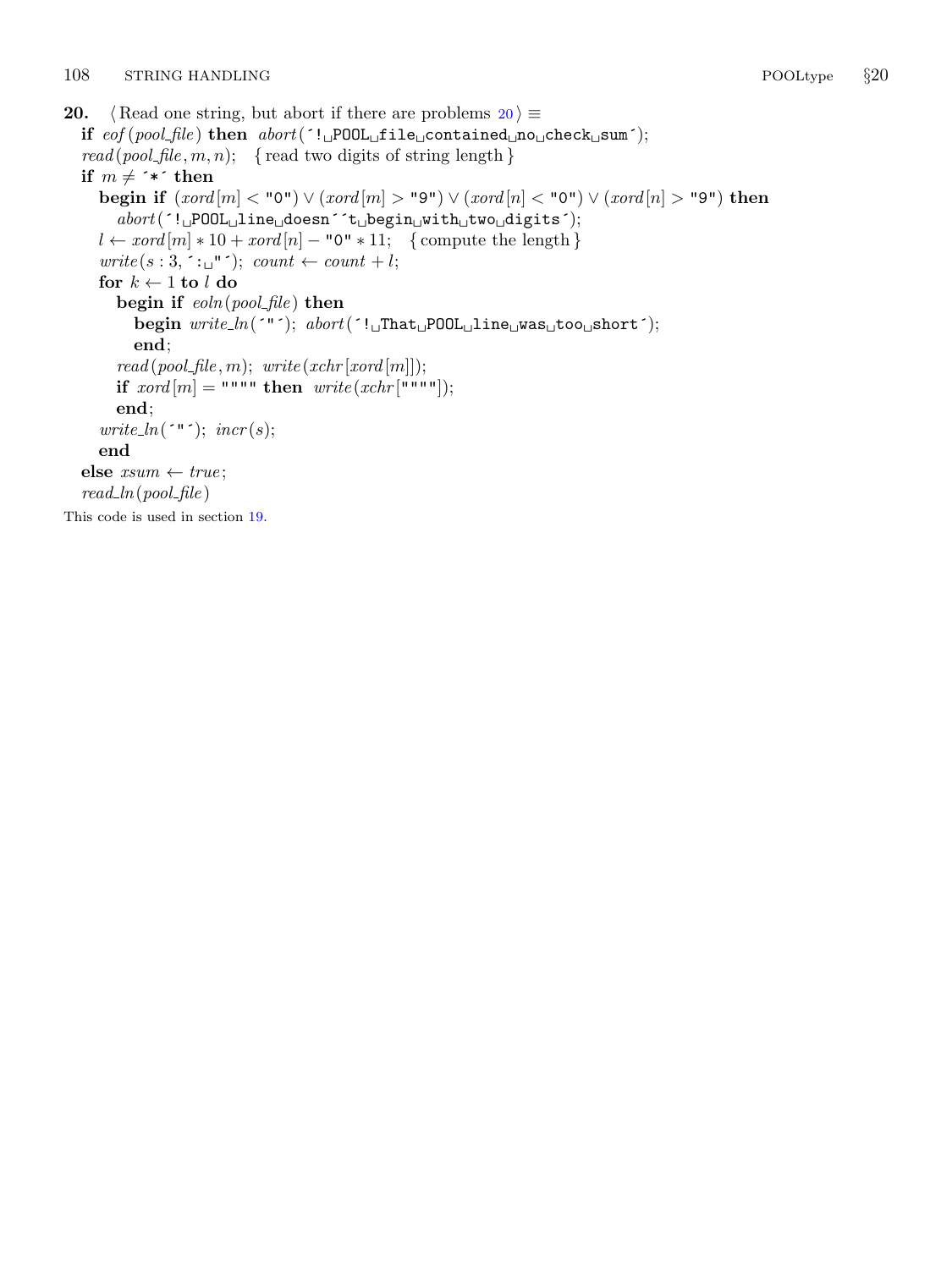**20.** ⟨ Read one string, but abort if there are problems 20 ⟩ ≡

```
if eof(pool_file) then abort('! POOL file contained no check sum');
read(pool_file, m, n); { read two digits of string length }
if m ≠ '*' then
  begin if (xord[m] < "0") ∨ (xord[m] > "9") ∨ (xord[n] < "0") ∨ (xord[n] > "9") then
    abort('! POOL line doesn''t begin with two digits');
  l ← xord[m] * 10 + xord[n] − "0" * 11; { compute the length }
  write(s : 3, ': "'); count ← count + l;
  for k ← 1 to l do
    begin if eoln(pool_file) then
      begin write_ln('"'); abort('! That POOL line was too short');
      end;
    read(pool_file, m); write(xchr[xord[m]]);
    if xord[m] = """" then write(xchr[""""]);
    end;
  write_ln('"'); incr(s);
  end
else xsum ← true;
read_ln(pool_file)
```

This code is used in section 19.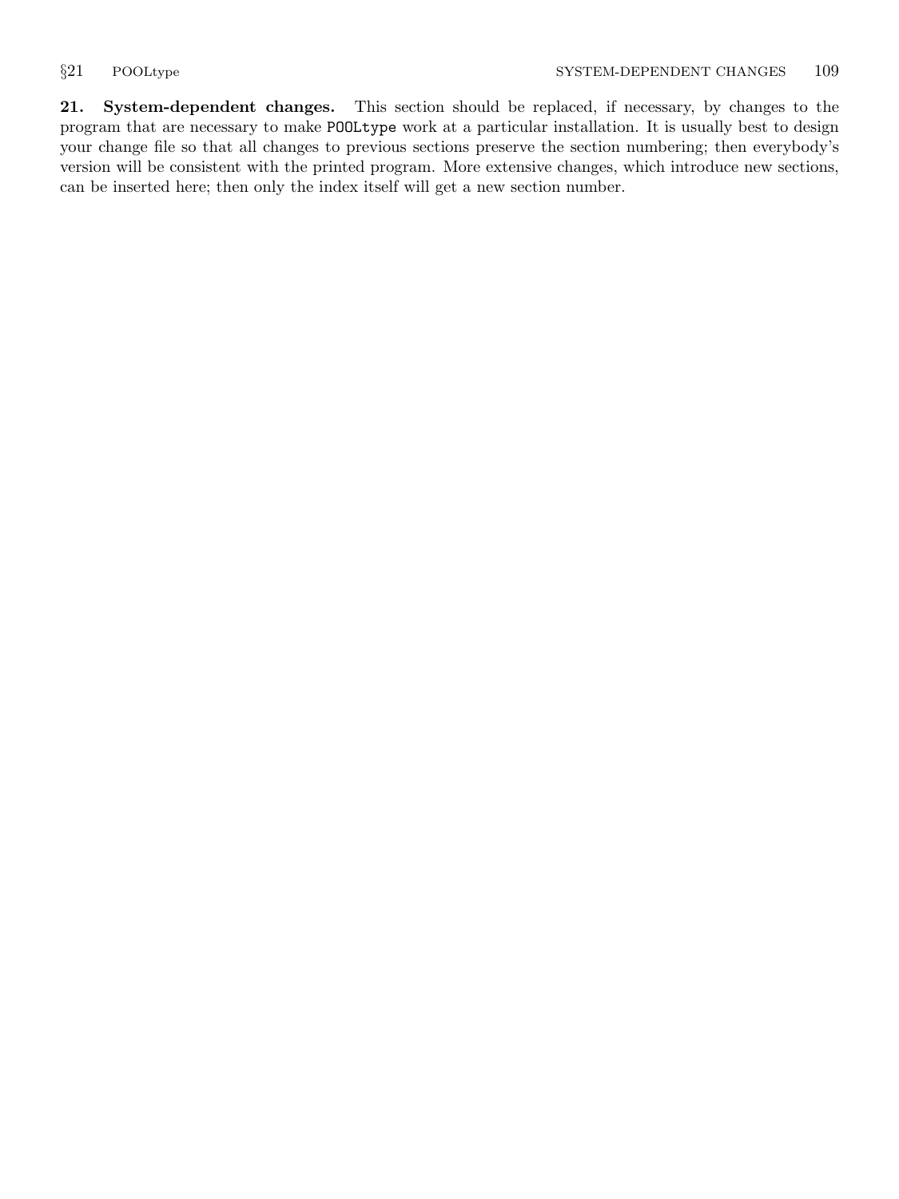**21. System-dependent changes.** This section should be replaced, if necessary, by changes to the program that are necessary to make `POOLtype` work at a particular installation. It is usually best to design your change file so that all changes to previous sections preserve the section numbering; then everybody's version will be consistent with the printed program. More extensive changes, which introduce new sections, can be inserted here; then only the index itself will get a new section number.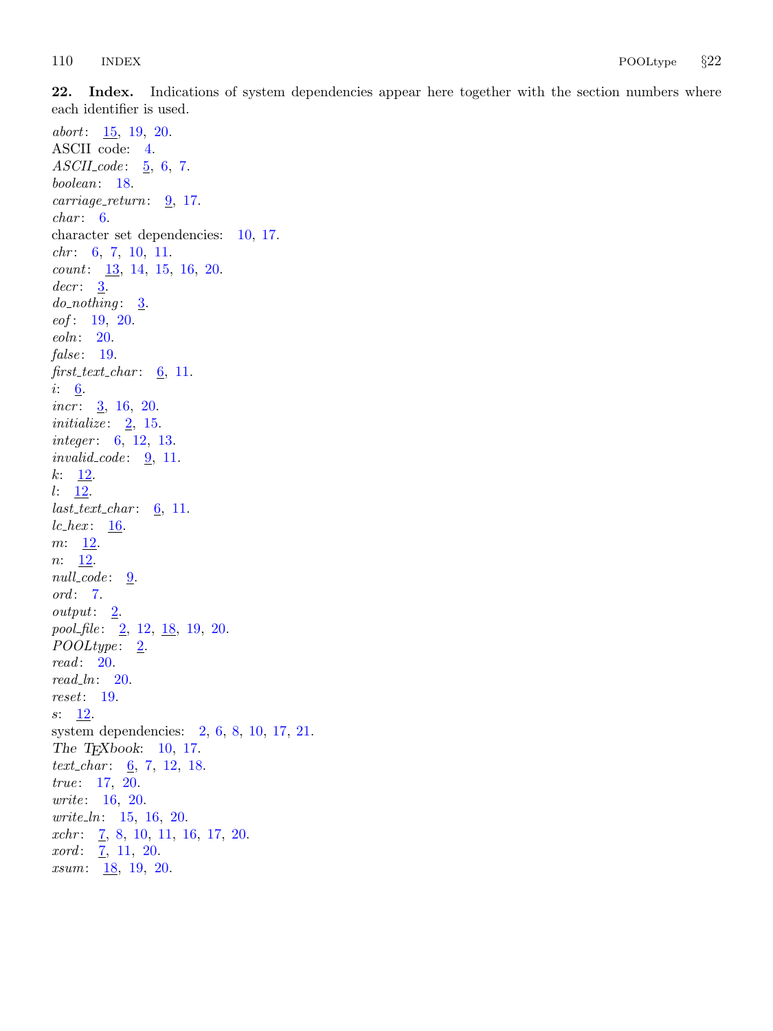**22. Index.** Indications of system dependencies appear here together with the section numbers where each identifier is used.

*abort*: 15, 19, 20.
ASCII code: 4.
*ASCII_code*: 5, 6, 7.
*boolean*: 18.
*carriage_return*: 9, 17.
*char*: 6.
character set dependencies: 10, 17.
*chr*: 6, 7, 10, 11.
*count*: 13, 14, 15, 16, 20.
*decr*: 3.
*do_nothing*: 3.
*eof*: 19, 20.
*eoln*: 20.
*false*: 19.
*first_text_char*: 6, 11.
*i*: 6.
*incr*: 3, 16, 20.
*initialize*: 2, 15.
*integer*: 6, 12, 13.
*invalid_code*: 9, 11.
*k*: 12.
*l*: 12.
*last_text_char*: 6, 11.
*lc_hex*: 16.
*m*: 12.
*n*: 12.
*null_code*: 9.
*ord*: 7.
*output*: 2.
*pool_file*: 2, 12, 18, 19, 20.
*POOLtype*: 2.
*read*: 20.
*read_ln*: 20.
*reset*: 19.
*s*: 12.
system dependencies: 2, 6, 8, 10, 17, 21.
*The TeXbook*: 10, 17.
*text_char*: 6, 7, 12, 18.
*true*: 17, 20.
*write*: 16, 20.
*write_ln*: 15, 16, 20.
*xchr*: 7, 8, 10, 11, 16, 17, 20.
*xord*: 7, 11, 20.
*xsum*: 18, 19, 20.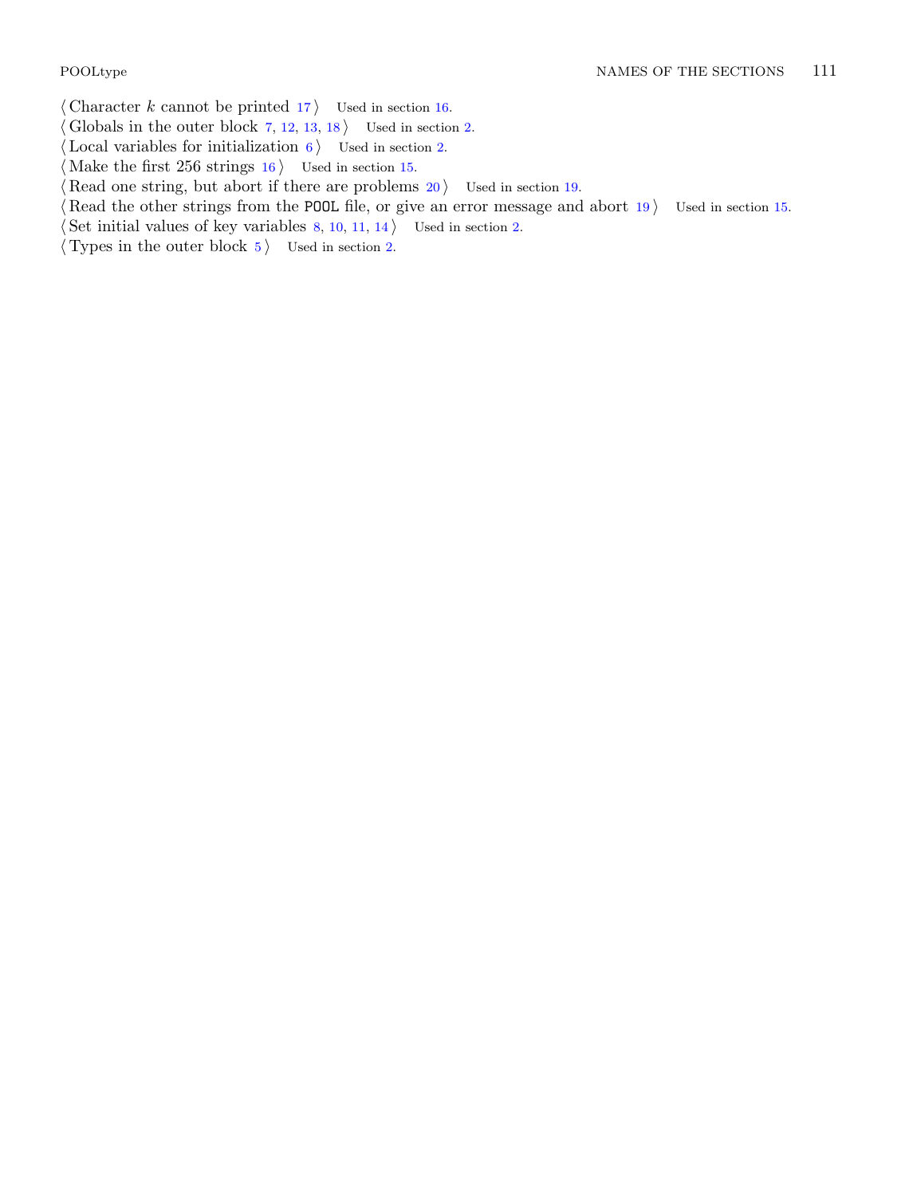⟨ Character $k$ cannot be printed 17 ⟩ Used in section 16.
⟨ Globals in the outer block 7, 12, 13, 18 ⟩ Used in section 2.
⟨ Local variables for initialization 6 ⟩ Used in section 2.
⟨ Make the first 256 strings 16 ⟩ Used in section 15.
⟨ Read one string, but abort if there are problems 20 ⟩ Used in section 19.
⟨ Read the other strings from the `POOL` file, or give an error message and abort 19 ⟩ Used in section 15.
⟨ Set initial values of key variables 8, 10, 11, 14 ⟩ Used in section 2.
⟨ Types in the outer block 5 ⟩ Used in section 2.